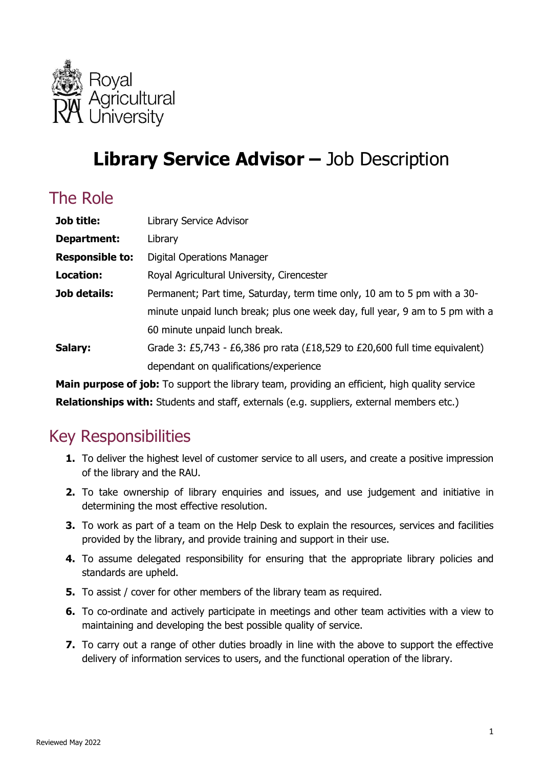Royal Agricultural University

# **Library Service Advisor –** Job Description

## The Role

| | |
|---|---|
| **Job title:** | Library Service Advisor |
| **Department:** | Library |
| **Responsible to:** | Digital Operations Manager |
| **Location:** | Royal Agricultural University, Cirencester |
| **Job details:** | Permanent; Part time, Saturday, term time only, 10 am to 5 pm with a 30-minute unpaid lunch break; plus one week day, full year, 9 am to 5 pm with a 60 minute unpaid lunch break. |
| **Salary:** | Grade 3: £5,743 - £6,386 pro rata (£18,529 to £20,600 full time equivalent) dependant on qualifications/experience |

**Main purpose of job:** To support the library team, providing an efficient, high quality service

**Relationships with:** Students and staff, externals (e.g. suppliers, external members etc.)

## Key Responsibilities

1. To deliver the highest level of customer service to all users, and create a positive impression of the library and the RAU.
2. To take ownership of library enquiries and issues, and use judgement and initiative in determining the most effective resolution.
3. To work as part of a team on the Help Desk to explain the resources, services and facilities provided by the library, and provide training and support in their use.
4. To assume delegated responsibility for ensuring that the appropriate library policies and standards are upheld.
5. To assist / cover for other members of the library team as required.
6. To co-ordinate and actively participate in meetings and other team activities with a view to maintaining and developing the best possible quality of service.
7. To carry out a range of other duties broadly in line with the above to support the effective delivery of information services to users, and the functional operation of the library.

Reviewed May 2022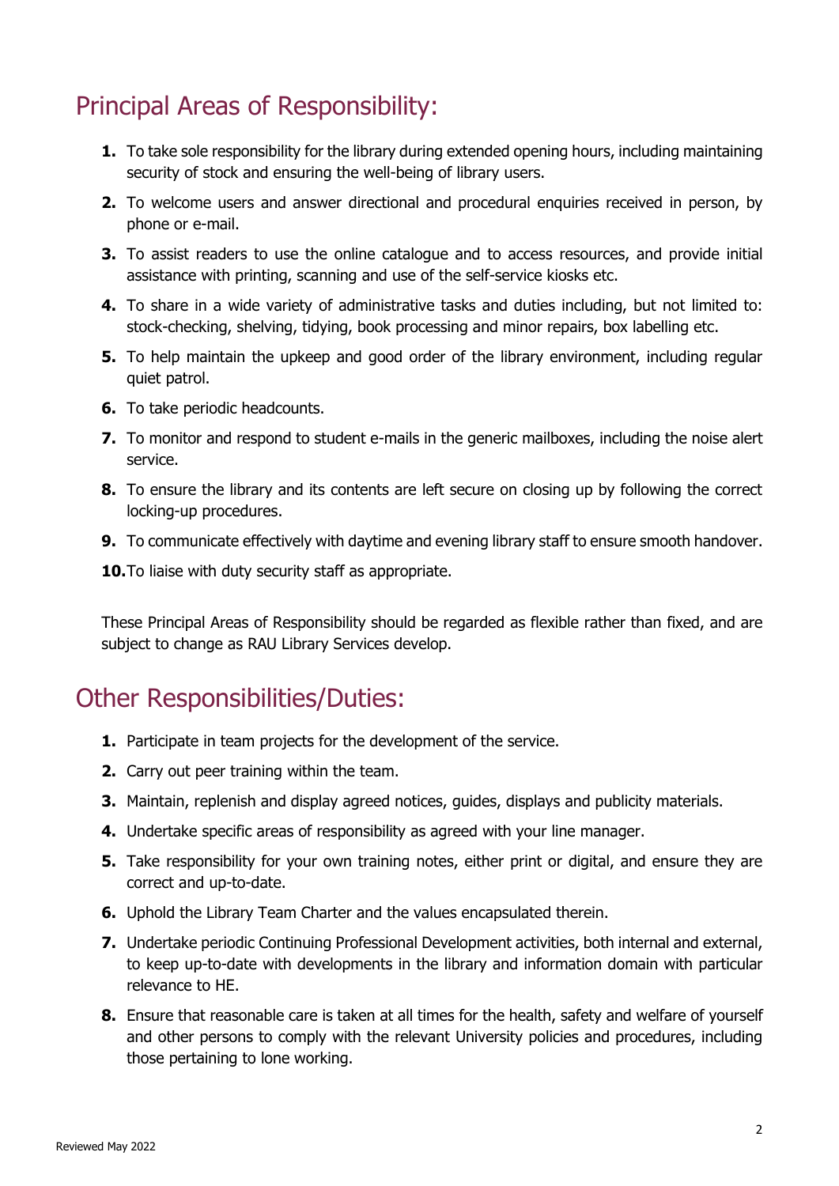## Principal Areas of Responsibility:

1. To take sole responsibility for the library during extended opening hours, including maintaining security of stock and ensuring the well-being of library users.
2. To welcome users and answer directional and procedural enquiries received in person, by phone or e-mail.
3. To assist readers to use the online catalogue and to access resources, and provide initial assistance with printing, scanning and use of the self-service kiosks etc.
4. To share in a wide variety of administrative tasks and duties including, but not limited to: stock-checking, shelving, tidying, book processing and minor repairs, box labelling etc.
5. To help maintain the upkeep and good order of the library environment, including regular quiet patrol.
6. To take periodic headcounts.
7. To monitor and respond to student e-mails in the generic mailboxes, including the noise alert service.
8. To ensure the library and its contents are left secure on closing up by following the correct locking-up procedures.
9. To communicate effectively with daytime and evening library staff to ensure smooth handover.
10. To liaise with duty security staff as appropriate.

These Principal Areas of Responsibility should be regarded as flexible rather than fixed, and are subject to change as RAU Library Services develop.

## Other Responsibilities/Duties:

1. Participate in team projects for the development of the service.
2. Carry out peer training within the team.
3. Maintain, replenish and display agreed notices, guides, displays and publicity materials.
4. Undertake specific areas of responsibility as agreed with your line manager.
5. Take responsibility for your own training notes, either print or digital, and ensure they are correct and up-to-date.
6. Uphold the Library Team Charter and the values encapsulated therein.
7. Undertake periodic Continuing Professional Development activities, both internal and external, to keep up-to-date with developments in the library and information domain with particular relevance to HE.
8. Ensure that reasonable care is taken at all times for the health, safety and welfare of yourself and other persons to comply with the relevant University policies and procedures, including those pertaining to lone working.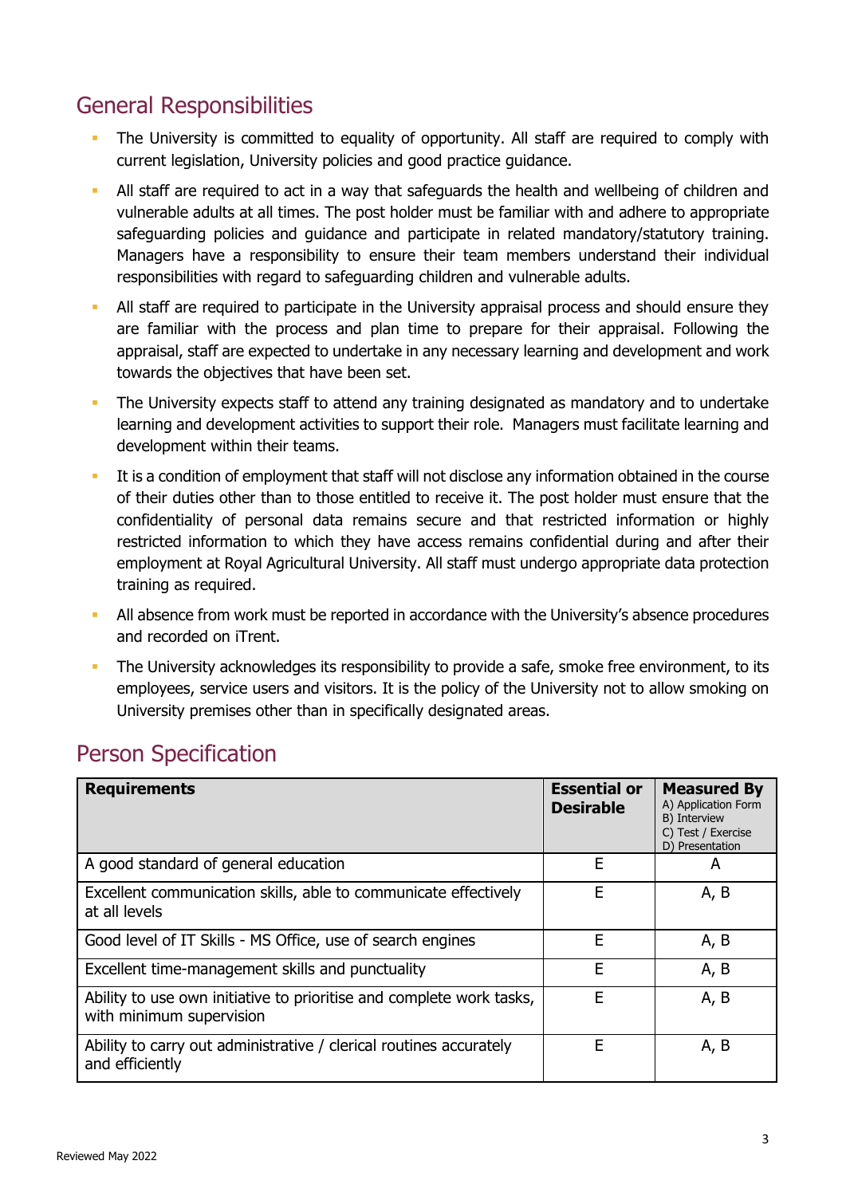## General Responsibilities

- The University is committed to equality of opportunity. All staff are required to comply with current legislation, University policies and good practice guidance.
- All staff are required to act in a way that safeguards the health and wellbeing of children and vulnerable adults at all times. The post holder must be familiar with and adhere to appropriate safeguarding policies and guidance and participate in related mandatory/statutory training. Managers have a responsibility to ensure their team members understand their individual responsibilities with regard to safeguarding children and vulnerable adults.
- All staff are required to participate in the University appraisal process and should ensure they are familiar with the process and plan time to prepare for their appraisal. Following the appraisal, staff are expected to undertake in any necessary learning and development and work towards the objectives that have been set.
- The University expects staff to attend any training designated as mandatory and to undertake learning and development activities to support their role. Managers must facilitate learning and development within their teams.
- It is a condition of employment that staff will not disclose any information obtained in the course of their duties other than to those entitled to receive it. The post holder must ensure that the confidentiality of personal data remains secure and that restricted information or highly restricted information to which they have access remains confidential during and after their employment at Royal Agricultural University. All staff must undergo appropriate data protection training as required.
- All absence from work must be reported in accordance with the University's absence procedures and recorded on iTrent.
- The University acknowledges its responsibility to provide a safe, smoke free environment, to its employees, service users and visitors. It is the policy of the University not to allow smoking on University premises other than in specifically designated areas.

## Person Specification

| **Requirements** | **Essential or Desirable** | **Measured By** A) Application Form B) Interview C) Test / Exercise D) Presentation |
|---|---|---|
| A good standard of general education | E | A |
| Excellent communication skills, able to communicate effectively at all levels | E | A, B |
| Good level of IT Skills - MS Office, use of search engines | E | A, B |
| Excellent time-management skills and punctuality | E | A, B |
| Ability to use own initiative to prioritise and complete work tasks, with minimum supervision | E | A, B |
| Ability to carry out administrative / clerical routines accurately and efficiently | E | A, B |

Reviewed May 2022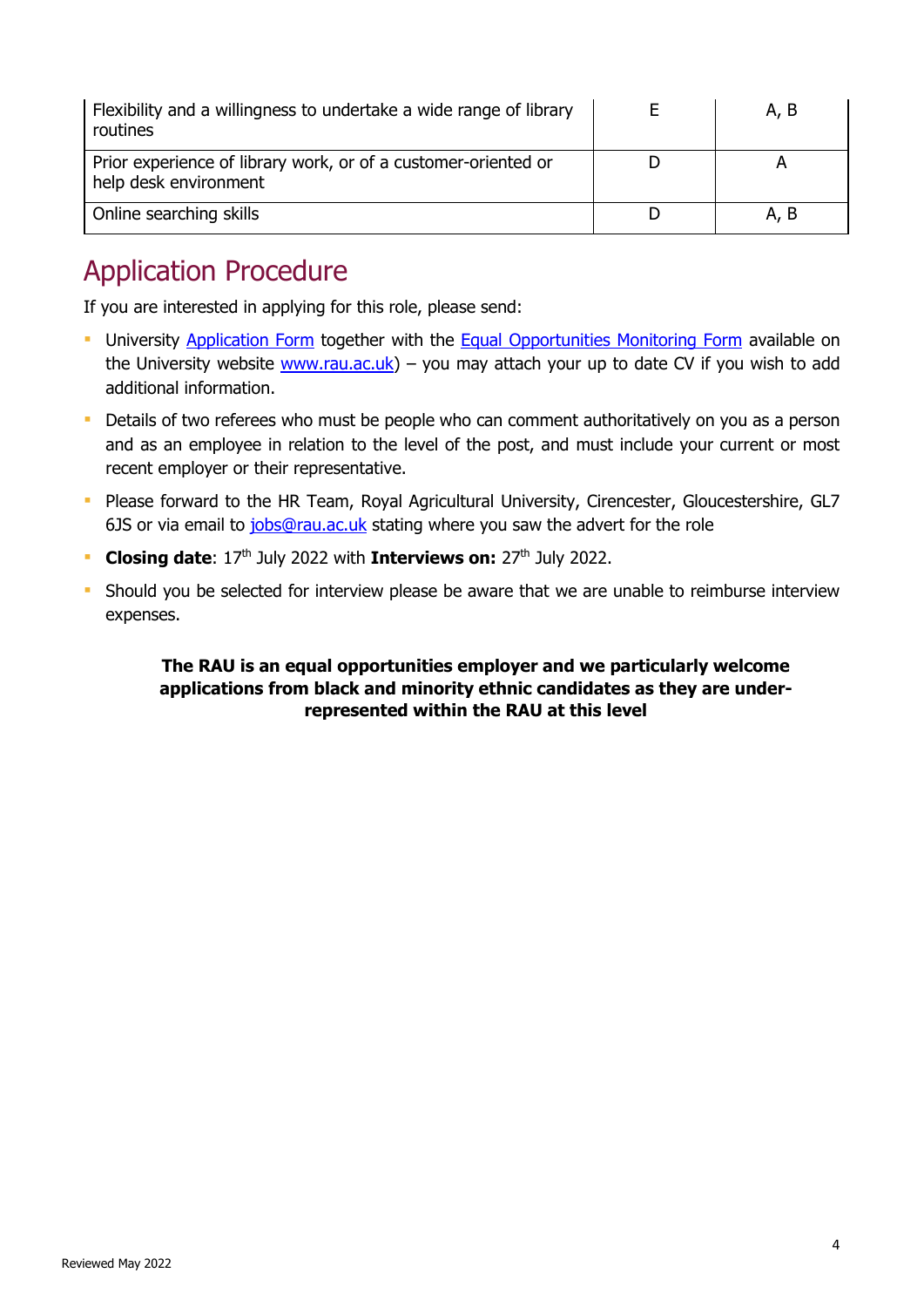| | | |
|---|---|---|
| Flexibility and a willingness to undertake a wide range of library routines | E | A, B |
| Prior experience of library work, or of a customer-oriented or help desk environment | D | A |
| Online searching skills | D | A, B |

# Application Procedure

If you are interested in applying for this role, please send:

- University Application Form together with the Equal Opportunities Monitoring Form available on the University website www.rau.ac.uk) – you may attach your up to date CV if you wish to add additional information.
- Details of two referees who must be people who can comment authoritatively on you as a person and as an employee in relation to the level of the post, and must include your current or most recent employer or their representative.
- Please forward to the HR Team, Royal Agricultural University, Cirencester, Gloucestershire, GL7 6JS or via email to jobs@rau.ac.uk stating where you saw the advert for the role
- **Closing date**: 17th July 2022 with **Interviews on:** 27th July 2022.
- Should you be selected for interview please be aware that we are unable to reimburse interview expenses.

**The RAU is an equal opportunities employer and we particularly welcome applications from black and minority ethnic candidates as they are under-represented within the RAU at this level**

Reviewed May 2022